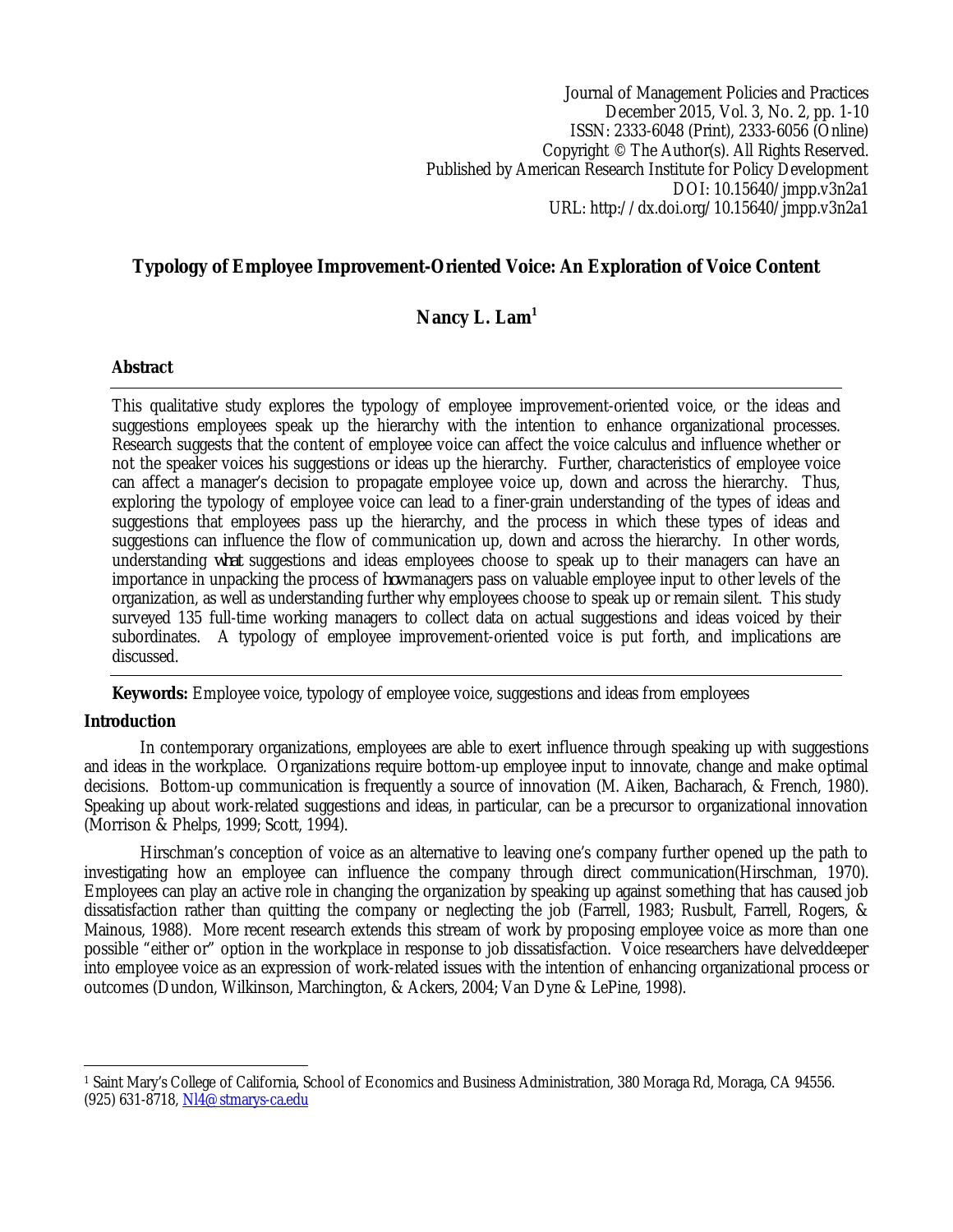# Typology of Employee Improvement-Oriented Voice: An Exploration of Voice Content

**Nancy L. Lam**[1]

## Abstract

This qualitative study explores the typology of employee improvement-oriented voice, or the ideas and suggestions employees speak up the hierarchy with the intention to enhance organizational processes. Research suggests that the content of employee voice can affect the voice calculus and influence whether or not the speaker voices his suggestions or ideas up the hierarchy. Further, characteristics of employee voice can affect a manager's decision to propagate employee voice up, down and across the hierarchy. Thus, exploring the typology of employee voice can lead to a finer-grain understanding of the types of ideas and suggestions that employees pass up the hierarchy, and the process in which these types of ideas and suggestions can influence the flow of communication up, down and across the hierarchy. In other words, understanding *what* suggestions and ideas employees choose to speak up to their managers can have an importance in unpacking the process of *how* managers pass on valuable employee input to other levels of the organization, as well as understanding further why employees choose to speak up or remain silent. This study surveyed 135 full-time working managers to collect data on actual suggestions and ideas voiced by their subordinates. A typology of employee improvement-oriented voice is put forth, and implications are discussed.

**Keywords:** Employee voice, typology of employee voice, suggestions and ideas from employees

## Introduction

In contemporary organizations, employees are able to exert influence through speaking up with suggestions and ideas in the workplace. Organizations require bottom-up employee input to innovate, change and make optimal decisions. Bottom-up communication is frequently a source of innovation (M. Aiken, Bacharach, & French, 1980). Speaking up about work-related suggestions and ideas, in particular, can be a precursor to organizational innovation (Morrison & Phelps, 1999; Scott, 1994).

Hirschman's conception of voice as an alternative to leaving one's company further opened up the path to investigating how an employee can influence the company through direct communication(Hirschman, 1970). Employees can play an active role in changing the organization by speaking up against something that has caused job dissatisfaction rather than quitting the company or neglecting the job (Farrell, 1983; Rusbult, Farrell, Rogers, & Mainous, 1988). More recent research extends this stream of work by proposing employee voice as more than one possible "either or" option in the workplace in response to job dissatisfaction. Voice researchers have delveddeeper into employee voice as an expression of work-related issues with the intention of enhancing organizational process or outcomes (Dundon, Wilkinson, Marchington, & Ackers, 2004; Van Dyne & LePine, 1998).

---

[1] Saint Mary's College of California, School of Economics and Business Administration, 380 Moraga Rd, Moraga, CA 94556. (925) 631-8718, Nl4@stmarys-ca.edu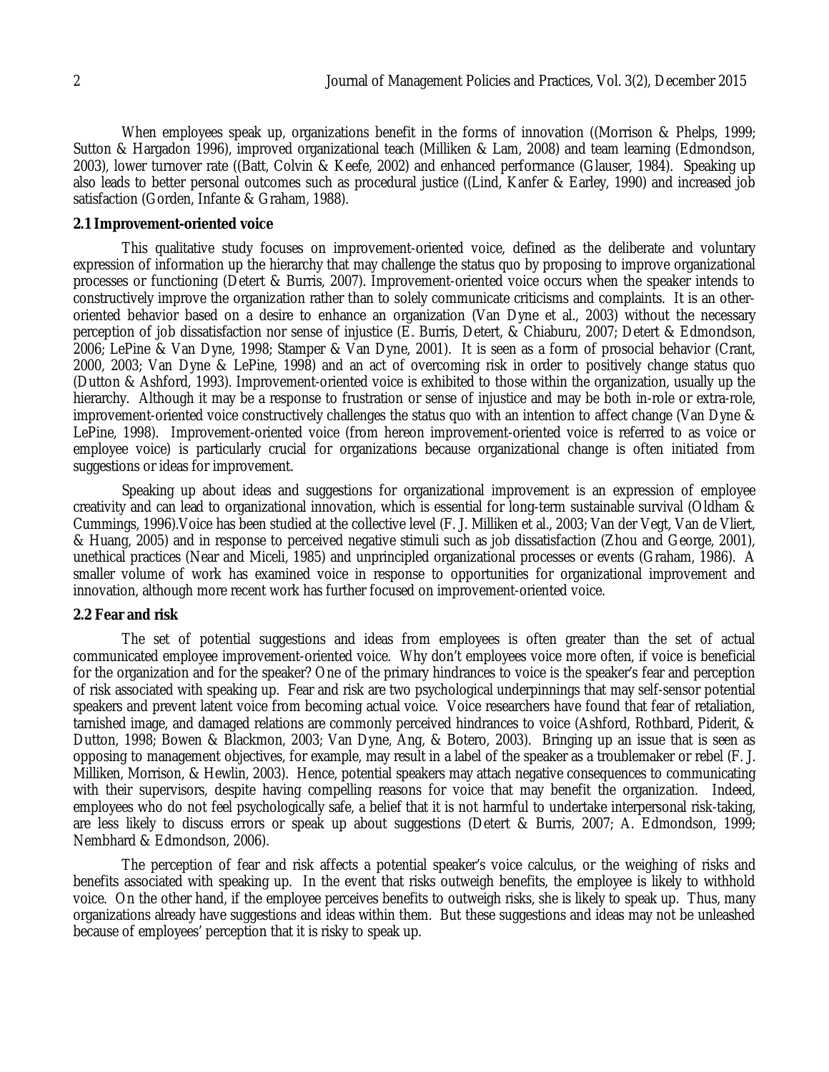When employees speak up, organizations benefit in the forms of innovation ((Morrison & Phelps, 1999; Sutton & Hargadon 1996), improved organizational teach (Milliken & Lam, 2008) and team learning (Edmondson, 2003), lower turnover rate ((Batt, Colvin & Keefe, 2002) and enhanced performance (Glauser, 1984). Speaking up also leads to better personal outcomes such as procedural justice ((Lind, Kanfer & Earley, 1990) and increased job satisfaction (Gorden, Infante & Graham, 1988).

### 2.1 Improvement-oriented voice

This qualitative study focuses on improvement-oriented voice, defined as the deliberate and voluntary expression of information up the hierarchy that may challenge the status quo by proposing to improve organizational processes or functioning (Detert & Burris, 2007). Improvement-oriented voice occurs when the speaker intends to constructively improve the organization rather than to solely communicate criticisms and complaints. It is an other-oriented behavior based on a desire to enhance an organization (Van Dyne et al., 2003) without the necessary perception of job dissatisfaction nor sense of injustice (E. Burris, Detert, & Chiaburu, 2007; Detert & Edmondson, 2006; LePine & Van Dyne, 1998; Stamper & Van Dyne, 2001). It is seen as a form of prosocial behavior (Crant, 2000, 2003; Van Dyne & LePine, 1998) and an act of overcoming risk in order to positively change status quo (Dutton & Ashford, 1993). Improvement-oriented voice is exhibited to those within the organization, usually up the hierarchy. Although it may be a response to frustration or sense of injustice and may be both in-role or extra-role, improvement-oriented voice constructively challenges the status quo with an intention to affect change (Van Dyne & LePine, 1998). Improvement-oriented voice (from hereon improvement-oriented voice is referred to as voice or employee voice) is particularly crucial for organizations because organizational change is often initiated from suggestions or ideas for improvement.

Speaking up about ideas and suggestions for organizational improvement is an expression of employee creativity and can lead to organizational innovation, which is essential for long-term sustainable survival (Oldham & Cummings, 1996).Voice has been studied at the collective level (F. J. Milliken et al., 2003; Van der Vegt, Van de Vliert, & Huang, 2005) and in response to perceived negative stimuli such as job dissatisfaction (Zhou and George, 2001), unethical practices (Near and Miceli, 1985) and unprincipled organizational processes or events (Graham, 1986). A smaller volume of work has examined voice in response to opportunities for organizational improvement and innovation, although more recent work has further focused on improvement-oriented voice.

### 2.2 Fear and risk

The set of potential suggestions and ideas from employees is often greater than the set of actual communicated employee improvement-oriented voice. Why don't employees voice more often, if voice is beneficial for the organization and for the speaker? One of the primary hindrances to voice is the speaker's fear and perception of risk associated with speaking up. Fear and risk are two psychological underpinnings that may self-sensor potential speakers and prevent latent voice from becoming actual voice. Voice researchers have found that fear of retaliation, tarnished image, and damaged relations are commonly perceived hindrances to voice (Ashford, Rothbard, Piderit, & Dutton, 1998; Bowen & Blackmon, 2003; Van Dyne, Ang, & Botero, 2003). Bringing up an issue that is seen as opposing to management objectives, for example, may result in a label of the speaker as a troublemaker or rebel (F. J. Milliken, Morrison, & Hewlin, 2003). Hence, potential speakers may attach negative consequences to communicating with their supervisors, despite having compelling reasons for voice that may benefit the organization. Indeed, employees who do not feel psychologically safe, a belief that it is not harmful to undertake interpersonal risk-taking, are less likely to discuss errors or speak up about suggestions (Detert & Burris, 2007; A. Edmondson, 1999; Nembhard & Edmondson, 2006).

The perception of fear and risk affects a potential speaker's voice calculus, or the weighing of risks and benefits associated with speaking up. In the event that risks outweigh benefits, the employee is likely to withhold voice. On the other hand, if the employee perceives benefits to outweigh risks, she is likely to speak up. Thus, many organizations already have suggestions and ideas within them. But these suggestions and ideas may not be unleashed because of employees' perception that it is risky to speak up.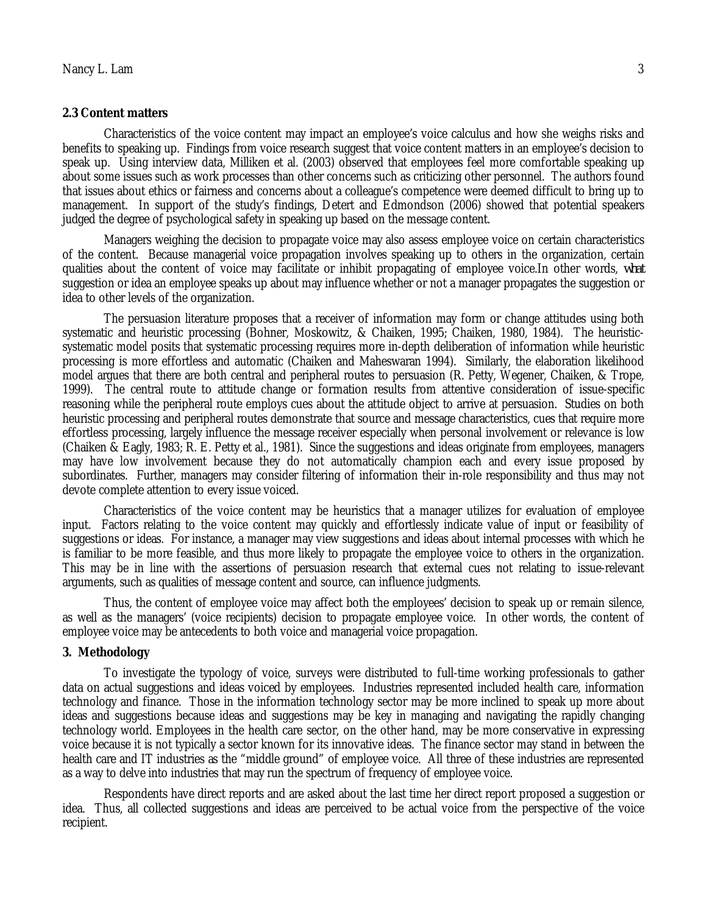## 2.3 Content matters

Characteristics of the voice content may impact an employee's voice calculus and how she weighs risks and benefits to speaking up. Findings from voice research suggest that voice content matters in an employee's decision to speak up. Using interview data, Milliken et al. (2003) observed that employees feel more comfortable speaking up about some issues such as work processes than other concerns such as criticizing other personnel. The authors found that issues about ethics or fairness and concerns about a colleague's competence were deemed difficult to bring up to management. In support of the study's findings, Detert and Edmondson (2006) showed that potential speakers judged the degree of psychological safety in speaking up based on the message content.

Managers weighing the decision to propagate voice may also assess employee voice on certain characteristics of the content. Because managerial voice propagation involves speaking up to others in the organization, certain qualities about the content of voice may facilitate or inhibit propagating of employee voice.In other words, *what* suggestion or idea an employee speaks up about may influence whether or not a manager propagates the suggestion or idea to other levels of the organization.

The persuasion literature proposes that a receiver of information may form or change attitudes using both systematic and heuristic processing (Bohner, Moskowitz, & Chaiken, 1995; Chaiken, 1980, 1984). The heuristic-systematic model posits that systematic processing requires more in-depth deliberation of information while heuristic processing is more effortless and automatic (Chaiken and Maheswaran 1994). Similarly, the elaboration likelihood model argues that there are both central and peripheral routes to persuasion (R. Petty, Wegener, Chaiken, & Trope, 1999). The central route to attitude change or formation results from attentive consideration of issue-specific reasoning while the peripheral route employs cues about the attitude object to arrive at persuasion. Studies on both heuristic processing and peripheral routes demonstrate that source and message characteristics, cues that require more effortless processing, largely influence the message receiver especially when personal involvement or relevance is low (Chaiken & Eagly, 1983; R. E. Petty et al., 1981). Since the suggestions and ideas originate from employees, managers may have low involvement because they do not automatically champion each and every issue proposed by subordinates. Further, managers may consider filtering of information their in-role responsibility and thus may not devote complete attention to every issue voiced.

Characteristics of the voice content may be heuristics that a manager utilizes for evaluation of employee input. Factors relating to the voice content may quickly and effortlessly indicate value of input or feasibility of suggestions or ideas. For instance, a manager may view suggestions and ideas about internal processes with which he is familiar to be more feasible, and thus more likely to propagate the employee voice to others in the organization. This may be in line with the assertions of persuasion research that external cues not relating to issue-relevant arguments, such as qualities of message content and source, can influence judgments.

Thus, the content of employee voice may affect both the employees' decision to speak up or remain silence, as well as the managers' (voice recipients) decision to propagate employee voice. In other words, the content of employee voice may be antecedents to both voice and managerial voice propagation.

## 3. Methodology

To investigate the typology of voice, surveys were distributed to full-time working professionals to gather data on actual suggestions and ideas voiced by employees. Industries represented included health care, information technology and finance. Those in the information technology sector may be more inclined to speak up more about ideas and suggestions because ideas and suggestions may be key in managing and navigating the rapidly changing technology world. Employees in the health care sector, on the other hand, may be more conservative in expressing voice because it is not typically a sector known for its innovative ideas. The finance sector may stand in between the health care and IT industries as the "middle ground" of employee voice. All three of these industries are represented as a way to delve into industries that may run the spectrum of frequency of employee voice.

Respondents have direct reports and are asked about the last time her direct report proposed a suggestion or idea. Thus, all collected suggestions and ideas are perceived to be actual voice from the perspective of the voice recipient.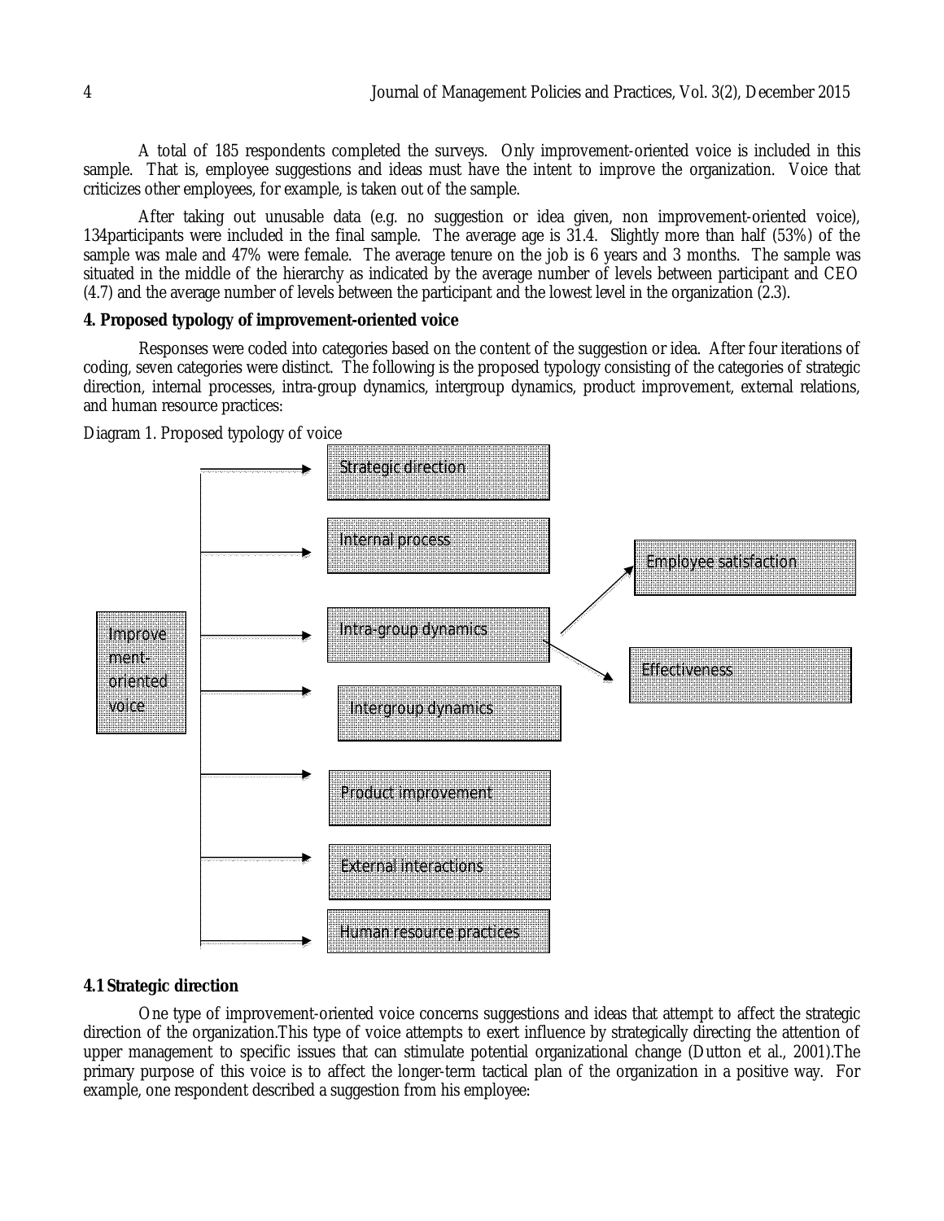A total of 185 respondents completed the surveys. Only improvement-oriented voice is included in this sample. That is, employee suggestions and ideas must have the intent to improve the organization. Voice that criticizes other employees, for example, is taken out of the sample.

After taking out unusable data (e.g. no suggestion or idea given, non improvement-oriented voice), 134participants were included in the final sample. The average age is 31.4. Slightly more than half (53%) of the sample was male and 47% were female. The average tenure on the job is 6 years and 3 months. The sample was situated in the middle of the hierarchy as indicated by the average number of levels between participant and CEO (4.7) and the average number of levels between the participant and the lowest level in the organization (2.3).

## 4. Proposed typology of improvement-oriented voice

Responses were coded into categories based on the content of the suggestion or idea. After four iterations of coding, seven categories were distinct. The following is the proposed typology consisting of the categories of strategic direction, internal processes, intra-group dynamics, intergroup dynamics, product improvement, external relations, and human resource practices:

Diagram 1. Proposed typology of voice

Improvement-oriented voice → Strategic direction; Internal process; Intra-group dynamics (→ Employee satisfaction; → Effectiveness); Intergroup dynamics; Product improvement; External interactions; Human resource practices

### 4.1 Strategic direction

One type of improvement-oriented voice concerns suggestions and ideas that attempt to affect the strategic direction of the organization.This type of voice attempts to exert influence by strategically directing the attention of upper management to specific issues that can stimulate potential organizational change (Dutton et al., 2001).The primary purpose of this voice is to affect the longer-term tactical plan of the organization in a positive way. For example, one respondent described a suggestion from his employee: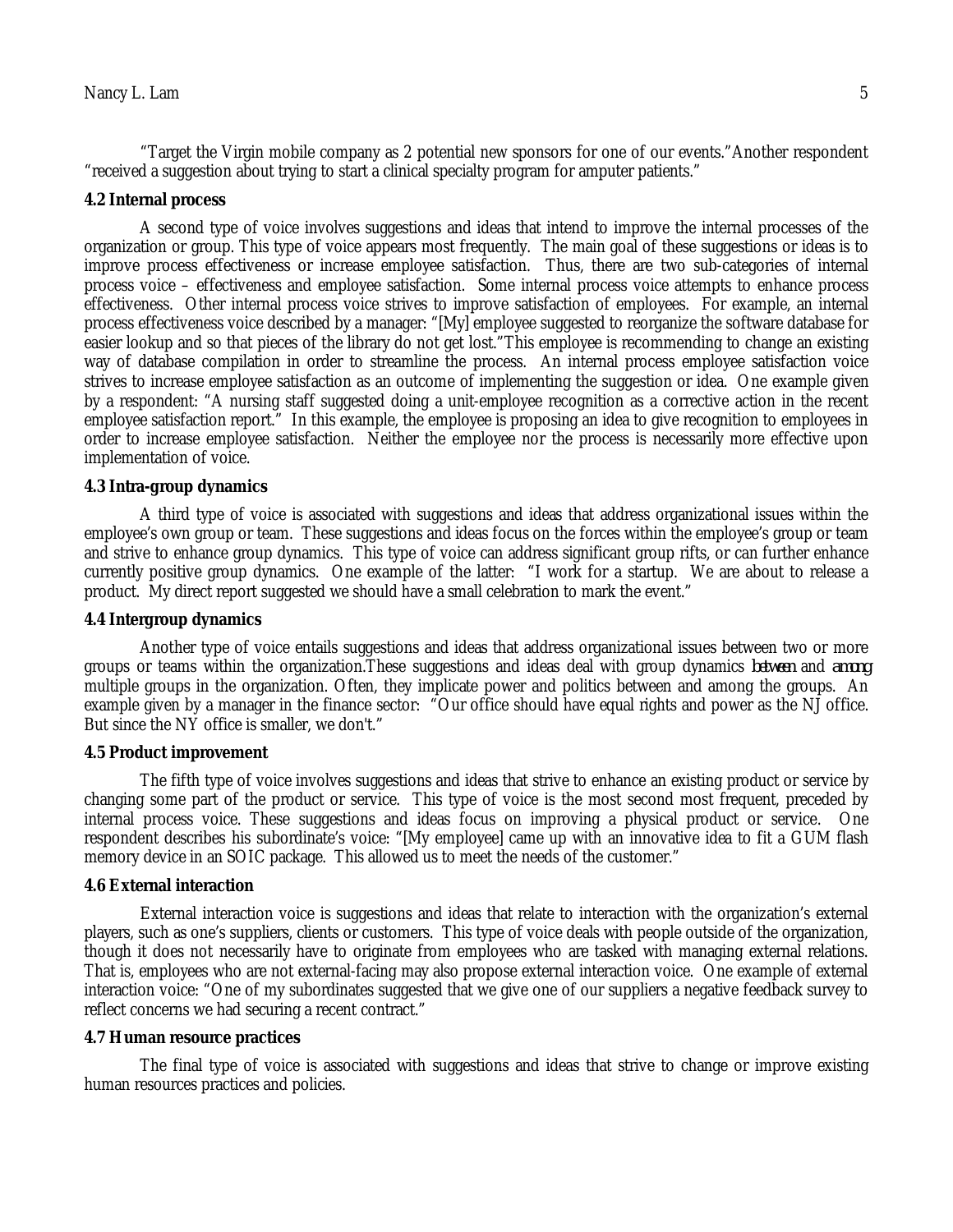"Target the Virgin mobile company as 2 potential new sponsors for one of our events."Another respondent "received a suggestion about trying to start a clinical specialty program for amputer patients."

### 4.2 Internal process

A second type of voice involves suggestions and ideas that intend to improve the internal processes of the organization or group. This type of voice appears most frequently. The main goal of these suggestions or ideas is to improve process effectiveness or increase employee satisfaction. Thus, there are two sub-categories of internal process voice – effectiveness and employee satisfaction. Some internal process voice attempts to enhance process effectiveness. Other internal process voice strives to improve satisfaction of employees. For example, an internal process effectiveness voice described by a manager: "[My] employee suggested to reorganize the software database for easier lookup and so that pieces of the library do not get lost."This employee is recommending to change an existing way of database compilation in order to streamline the process. An internal process employee satisfaction voice strives to increase employee satisfaction as an outcome of implementing the suggestion or idea. One example given by a respondent: "A nursing staff suggested doing a unit-employee recognition as a corrective action in the recent employee satisfaction report." In this example, the employee is proposing an idea to give recognition to employees in order to increase employee satisfaction. Neither the employee nor the process is necessarily more effective upon implementation of voice.

### 4.3 Intra-group dynamics

A third type of voice is associated with suggestions and ideas that address organizational issues within the employee's own group or team. These suggestions and ideas focus on the forces within the employee's group or team and strive to enhance group dynamics. This type of voice can address significant group rifts, or can further enhance currently positive group dynamics. One example of the latter: "I work for a startup. We are about to release a product. My direct report suggested we should have a small celebration to mark the event."

### 4.4 Intergroup dynamics

Another type of voice entails suggestions and ideas that address organizational issues between two or more groups or teams within the organization.These suggestions and ideas deal with group dynamics *between* and *among* multiple groups in the organization. Often, they implicate power and politics between and among the groups. An example given by a manager in the finance sector: "Our office should have equal rights and power as the NJ office. But since the NY office is smaller, we don't."

### 4.5 Product improvement

The fifth type of voice involves suggestions and ideas that strive to enhance an existing product or service by changing some part of the product or service. This type of voice is the most second most frequent, preceded by internal process voice. These suggestions and ideas focus on improving a physical product or service. One respondent describes his subordinate's voice: "[My employee] came up with an innovative idea to fit a GUM flash memory device in an SOIC package. This allowed us to meet the needs of the customer."

### 4.6 External interaction

External interaction voice is suggestions and ideas that relate to interaction with the organization's external players, such as one's suppliers, clients or customers. This type of voice deals with people outside of the organization, though it does not necessarily have to originate from employees who are tasked with managing external relations. That is, employees who are not external-facing may also propose external interaction voice. One example of external interaction voice: "One of my subordinates suggested that we give one of our suppliers a negative feedback survey to reflect concerns we had securing a recent contract."

### 4.7 Human resource practices

The final type of voice is associated with suggestions and ideas that strive to change or improve existing human resources practices and policies.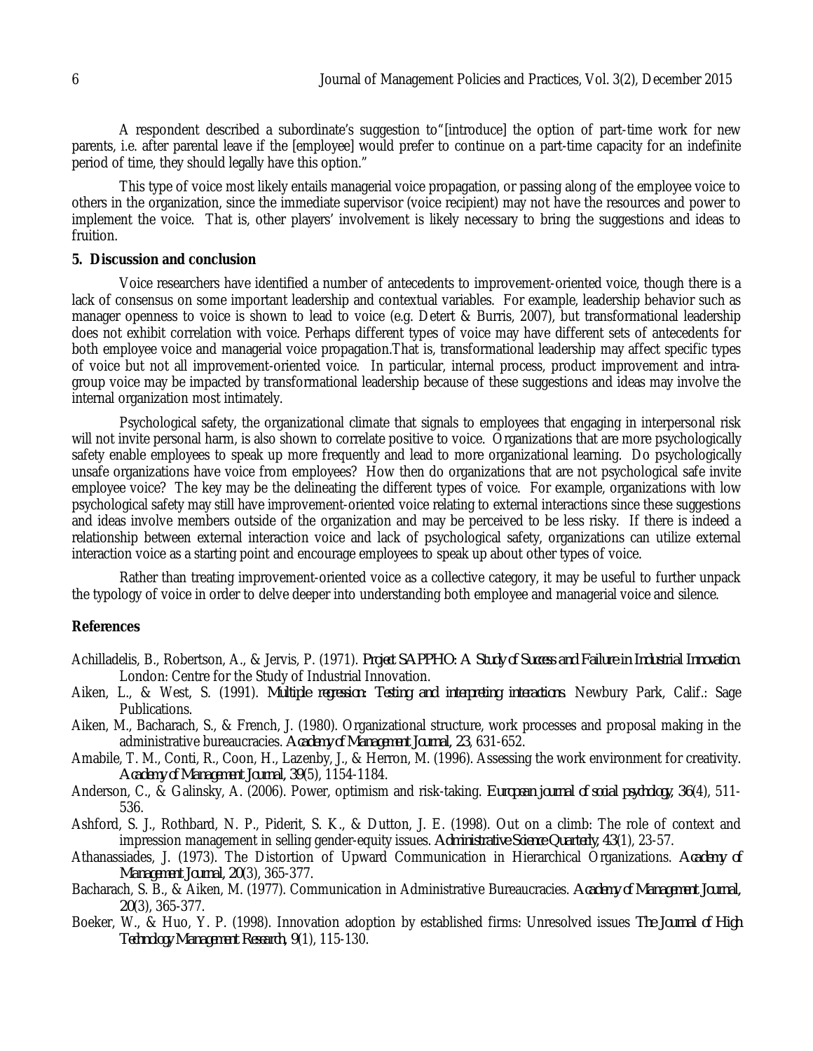A respondent described a subordinate's suggestion to"[introduce] the option of part-time work for new parents, i.e. after parental leave if the [employee] would prefer to continue on a part-time capacity for an indefinite period of time, they should legally have this option."

This type of voice most likely entails managerial voice propagation, or passing along of the employee voice to others in the organization, since the immediate supervisor (voice recipient) may not have the resources and power to implement the voice. That is, other players' involvement is likely necessary to bring the suggestions and ideas to fruition.

**5. Discussion and conclusion**

Voice researchers have identified a number of antecedents to improvement-oriented voice, though there is a lack of consensus on some important leadership and contextual variables. For example, leadership behavior such as manager openness to voice is shown to lead to voice (e.g. Detert & Burris, 2007), but transformational leadership does not exhibit correlation with voice. Perhaps different types of voice may have different sets of antecedents for both employee voice and managerial voice propagation.That is, transformational leadership may affect specific types of voice but not all improvement-oriented voice. In particular, internal process, product improvement and intra-group voice may be impacted by transformational leadership because of these suggestions and ideas may involve the internal organization most intimately.

Psychological safety, the organizational climate that signals to employees that engaging in interpersonal risk will not invite personal harm, is also shown to correlate positive to voice. Organizations that are more psychologically safety enable employees to speak up more frequently and lead to more organizational learning. Do psychologically unsafe organizations have voice from employees? How then do organizations that are not psychological safe invite employee voice? The key may be the delineating the different types of voice. For example, organizations with low psychological safety may still have improvement-oriented voice relating to external interactions since these suggestions and ideas involve members outside of the organization and may be perceived to be less risky. If there is indeed a relationship between external interaction voice and lack of psychological safety, organizations can utilize external interaction voice as a starting point and encourage employees to speak up about other types of voice.

Rather than treating improvement-oriented voice as a collective category, it may be useful to further unpack the typology of voice in order to delve deeper into understanding both employee and managerial voice and silence.

**References**

Achilladelis, B., Robertson, A., & Jervis, P. (1971). *Project SAPPHO: A Study of Success and Failure in Industrial Innovation*. London: Centre for the Study of Industrial Innovation.

Aiken, L., & West, S. (1991). *Multiple regression: Testing and interpreting interactions*. Newbury Park, Calif.: Sage Publications.

Aiken, M., Bacharach, S., & French, J. (1980). Organizational structure, work processes and proposal making in the administrative bureaucracies. *Academy of Management Journal, 23*, 631-652.

Amabile, T. M., Conti, R., Coon, H., Lazenby, J., & Herron, M. (1996). Assessing the work environment for creativity. *Academy of Management Journal, 39*(5), 1154-1184.

Anderson, C., & Galinsky, A. (2006). Power, optimism and risk-taking. *European journal of social psychology, 36*(4), 511-536.

Ashford, S. J., Rothbard, N. P., Piderit, S. K., & Dutton, J. E. (1998). Out on a climb: The role of context and impression management in selling gender-equity issues. *Administrative Science Quarterly, 43*(1), 23-57.

Athanassiades, J. (1973). The Distortion of Upward Communication in Hierarchical Organizations. *Academy of Management Journal, 20*(3), 365-377.

Bacharach, S. B., & Aiken, M. (1977). Communication in Administrative Bureaucracies. *Academy of Management Journal, 20*(3), 365-377.

Boeker, W., & Huo, Y. P. (1998). Innovation adoption by established firms: Unresolved issues *The Journal of High Technology Management Research, 9*(1), 115-130.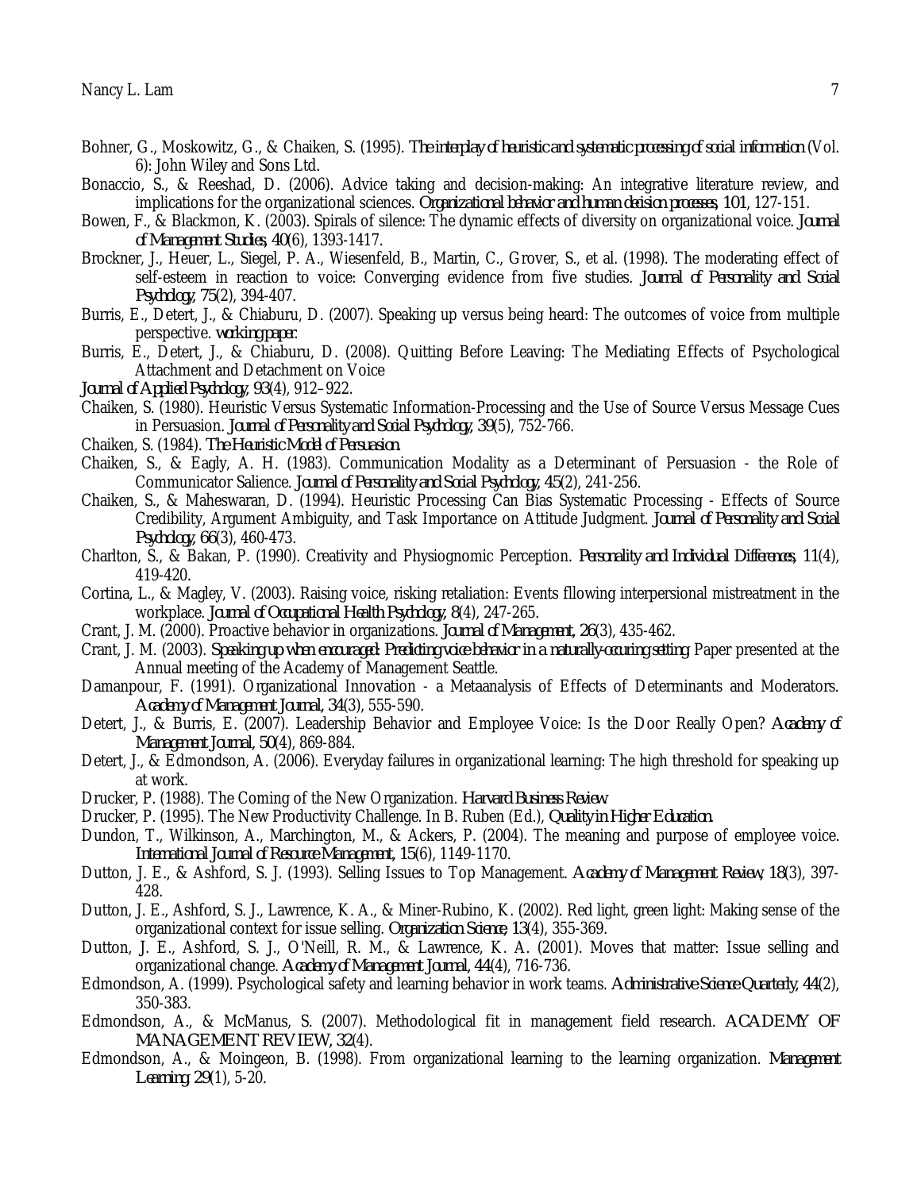Bohner, G., Moskowitz, G., & Chaiken, S. (1995). *The interplay of heuristic and systematic processing of social information* (Vol. 6): John Wiley and Sons Ltd.

Bonaccio, S., & Reeshad, D. (2006). Advice taking and decision-making: An integrative literature review, and implications for the organizational sciences. *Organizational behavior and human decision processes, 101*, 127-151.

Bowen, F., & Blackmon, K. (2003). Spirals of silence: The dynamic effects of diversity on organizational voice. *Journal of Management Studies, 40*(6), 1393-1417.

Brockner, J., Heuer, L., Siegel, P. A., Wiesenfeld, B., Martin, C., Grover, S., et al. (1998). The moderating effect of self-esteem in reaction to voice: Converging evidence from five studies. *Journal of Personality and Social Psychology, 75*(2), 394-407.

Burris, E., Detert, J., & Chiaburu, D. (2007). Speaking up versus being heard: The outcomes of voice from multiple perspective. *working paper*.

Burris, E., Detert, J., & Chiaburu, D. (2008). Quitting Before Leaving: The Mediating Effects of Psychological Attachment and Detachment on Voice

*Journal of Applied Psychology, 93*(4), 912–922.

Chaiken, S. (1980). Heuristic Versus Systematic Information-Processing and the Use of Source Versus Message Cues in Persuasion. *Journal of Personality and Social Psychology, 39*(5), 752-766.

Chaiken, S. (1984). *The Heuristic Model of Persuasion*.

Chaiken, S., & Eagly, A. H. (1983). Communication Modality as a Determinant of Persuasion - the Role of Communicator Salience. *Journal of Personality and Social Psychology, 45*(2), 241-256.

Chaiken, S., & Maheswaran, D. (1994). Heuristic Processing Can Bias Systematic Processing - Effects of Source Credibility, Argument Ambiguity, and Task Importance on Attitude Judgment. *Journal of Personality and Social Psychology, 66*(3), 460-473.

Charlton, S., & Bakan, P. (1990). Creativity and Physiognomic Perception. *Personality and Individual Differences, 11*(4), 419-420.

Cortina, L., & Magley, V. (2003). Raising voice, risking retaliation: Events fllowing interpersonal mistreatment in the workplace. *Journal of Occupational Health Psychology, 8*(4), 247-265.

Crant, J. M. (2000). Proactive behavior in organizations. *Journal of Management, 26*(3), 435-462.

Crant, J. M. (2003). *Speaking up when encouraged: Predicting voice behavior in a naturally-occuring setting*. Paper presented at the Annual meeting of the Academy of Management Seattle.

Damanpour, F. (1991). Organizational Innovation - a Metaanalysis of Effects of Determinants and Moderators. *Academy of Management Journal, 34*(3), 555-590.

Detert, J., & Burris, E. (2007). Leadership Behavior and Employee Voice: Is the Door Really Open? *Academy of Management Journal, 50*(4), 869-884.

Detert, J., & Edmondson, A. (2006). Everyday failures in organizational learning: The high threshold for speaking up at work.

Drucker, P. (1988). The Coming of the New Organization. *Harvard Business Review*.

Drucker, P. (1995). The New Productivity Challenge. In B. Ruben (Ed.), *Quality in Higher Education*.

Dundon, T., Wilkinson, A., Marchington, M., & Ackers, P. (2004). The meaning and purpose of employee voice. *International Journal of Resource Management, 15*(6), 1149-1170.

Dutton, J. E., & Ashford, S. J. (1993). Selling Issues to Top Management. *Academy of Management Review, 18*(3), 397-428.

Dutton, J. E., Ashford, S. J., Lawrence, K. A., & Miner-Rubino, K. (2002). Red light, green light: Making sense of the organizational context for issue selling. *Organization Science, 13*(4), 355-369.

Dutton, J. E., Ashford, S. J., O'Neill, R. M., & Lawrence, K. A. (2001). Moves that matter: Issue selling and organizational change. *Academy of Management Journal, 44*(4), 716-736.

Edmondson, A. (1999). Psychological safety and learning behavior in work teams. *Administrative Science Quarterly, 44*(2), 350-383.

Edmondson, A., & McManus, S. (2007). Methodological fit in management field research. *ACADEMY OF MANAGEMENT REVIEW, 32*(4).

Edmondson, A., & Moingeon, B. (1998). From organizational learning to the learning organization. *Management Learning, 29*(1), 5-20.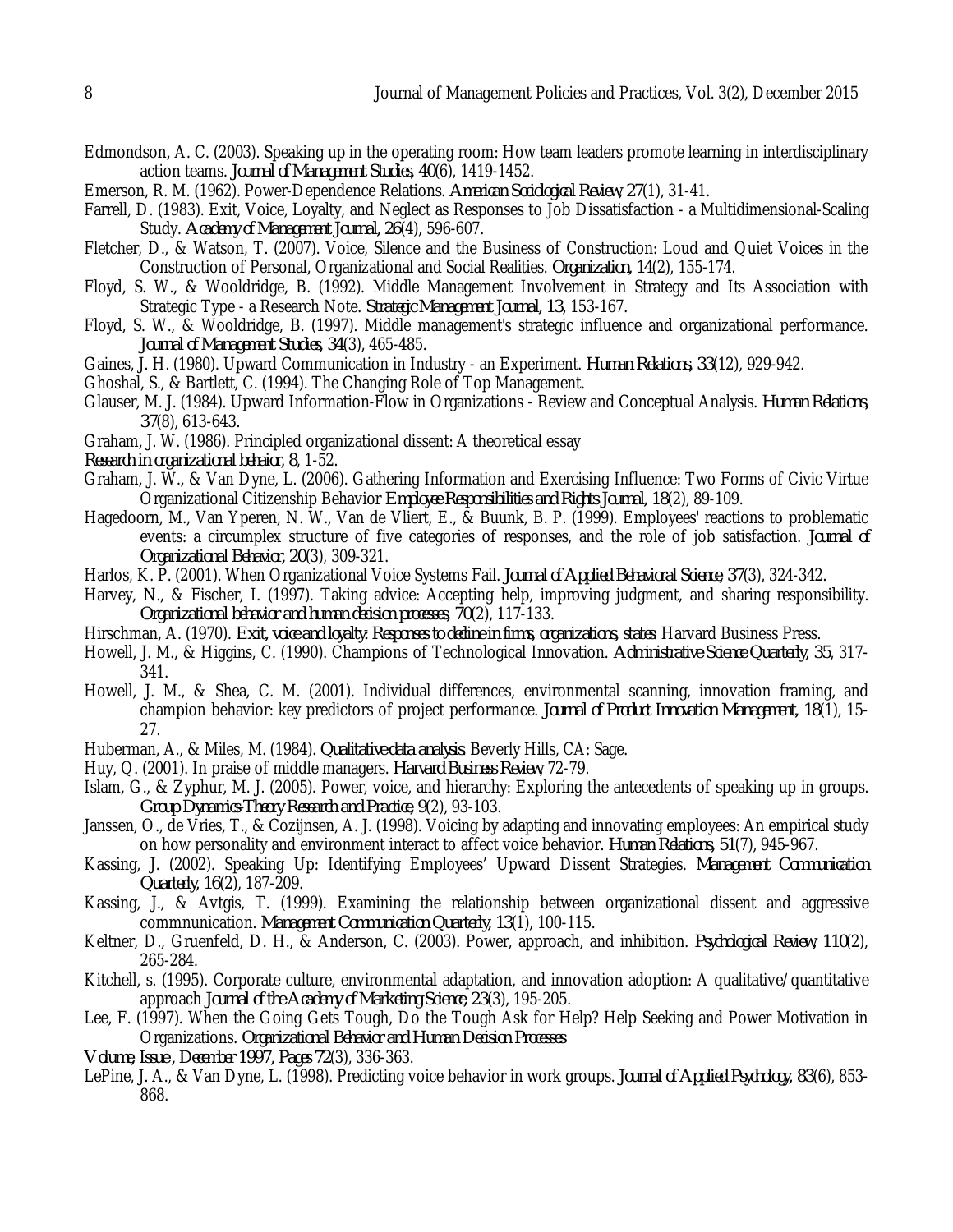Edmondson, A. C. (2003). Speaking up in the operating room: How team leaders promote learning in interdisciplinary action teams. *Journal of Management Studies, 40*(6), 1419-1452.

Emerson, R. M. (1962). Power-Dependence Relations. *American Sociological Review, 27*(1), 31-41.

Farrell, D. (1983). Exit, Voice, Loyalty, and Neglect as Responses to Job Dissatisfaction - a Multidimensional-Scaling Study. *Academy of Management Journal, 26*(4), 596-607.

Fletcher, D., & Watson, T. (2007). Voice, Silence and the Business of Construction: Loud and Quiet Voices in the Construction of Personal, Organizational and Social Realities. *Organization, 14*(2), 155-174.

Floyd, S. W., & Wooldridge, B. (1992). Middle Management Involvement in Strategy and Its Association with Strategic Type - a Research Note. *Strategic Management Journal, 13*, 153-167.

Floyd, S. W., & Wooldridge, B. (1997). Middle management's strategic influence and organizational performance. *Journal of Management Studies, 34*(3), 465-485.

Gaines, J. H. (1980). Upward Communication in Industry - an Experiment. *Human Relations, 33*(12), 929-942.

Ghoshal, S., & Bartlett, C. (1994). The Changing Role of Top Management.

Glauser, M. J. (1984). Upward Information-Flow in Organizations - Review and Conceptual Analysis. *Human Relations, 37*(8), 613-643.

Graham, J. W. (1986). Principled organizational dissent: A theoretical essay
*Research in organizational behaior, 8*, 1-52.

Graham, J. W., & Van Dyne, L. (2006). Gathering Information and Exercising Influence: Two Forms of Civic Virtue Organizational Citizenship Behavior *Employee Responsibilities and Rights Journal, 18*(2), 89-109.

Hagedoorn, M., Van Yperen, N. W., Van de Vliert, E., & Buunk, B. P. (1999). Employees' reactions to problematic events: a circumplex structure of five categories of responses, and the role of job satisfaction. *Journal of Organizational Behavior, 20*(3), 309-321.

Harlos, K. P. (2001). When Organizational Voice Systems Fail. *Journal of Applied Behavioral Science, 37*(3), 324-342.

Harvey, N., & Fischer, I. (1997). Taking advice: Accepting help, improving judgment, and sharing responsibility. *Organizational behavior and human decision processes, 70*(2), 117-133.

Hirschman, A. (1970). *Exit, voice and loyalty: Responses to decline in firms, organizations, states*: Harvard Business Press.

Howell, J. M., & Higgins, C. (1990). Champions of Technological Innovation. *Administrative Science Quarterly, 35*, 317-341.

Howell, J. M., & Shea, C. M. (2001). Individual differences, environmental scanning, innovation framing, and champion behavior: key predictors of project performance. *Journal of Product Innovation Management, 18*(1), 15-27.

Huberman, A., & Miles, M. (1984). *Qualitative data analysis*. Beverly Hills, CA: Sage.

Huy, Q. (2001). In praise of middle managers. *Harvard Business Review*, 72-79.

Islam, G., & Zyphur, M. J. (2005). Power, voice, and hierarchy: Exploring the antecedents of speaking up in groups. *Group Dynamics-Theory Research and Practice, 9*(2), 93-103.

Janssen, O., de Vries, T., & Cozijnsen, A. J. (1998). Voicing by adapting and innovating employees: An empirical study on how personality and environment interact to affect voice behavior. *Human Relations, 51*(7), 945-967.

Kassing, J. (2002). Speaking Up: Identifying Employees' Upward Dissent Strategies. *Management Communication Quarterly, 16*(2), 187-209.

Kassing, J., & Avtgis, T. (1999). Examining the relationship between organizational dissent and aggressive commnunication. *Management Communication Quarterly, 13*(1), 100-115.

Keltner, D., Gruenfeld, D. H., & Anderson, C. (2003). Power, approach, and inhibition. *Psychological Review, 110*(2), 265-284.

Kitchell, s. (1995). Corporate culture, environmental adaptation, and innovation adoption: A qualitative/quantitative approach *Journal of the Academy of Marketing Science, 23*(3), 195-205.

Lee, F. (1997). When the Going Gets Tough, Do the Tough Ask for Help? Help Seeking and Power Motivation in Organizations. *Organizational Behavior and Human Decision Processes*
*Volume, Issue , December 1997, Pages 72*(3), 336-363.

LePine, J. A., & Van Dyne, L. (1998). Predicting voice behavior in work groups. *Journal of Applied Psychology, 83*(6), 853-868.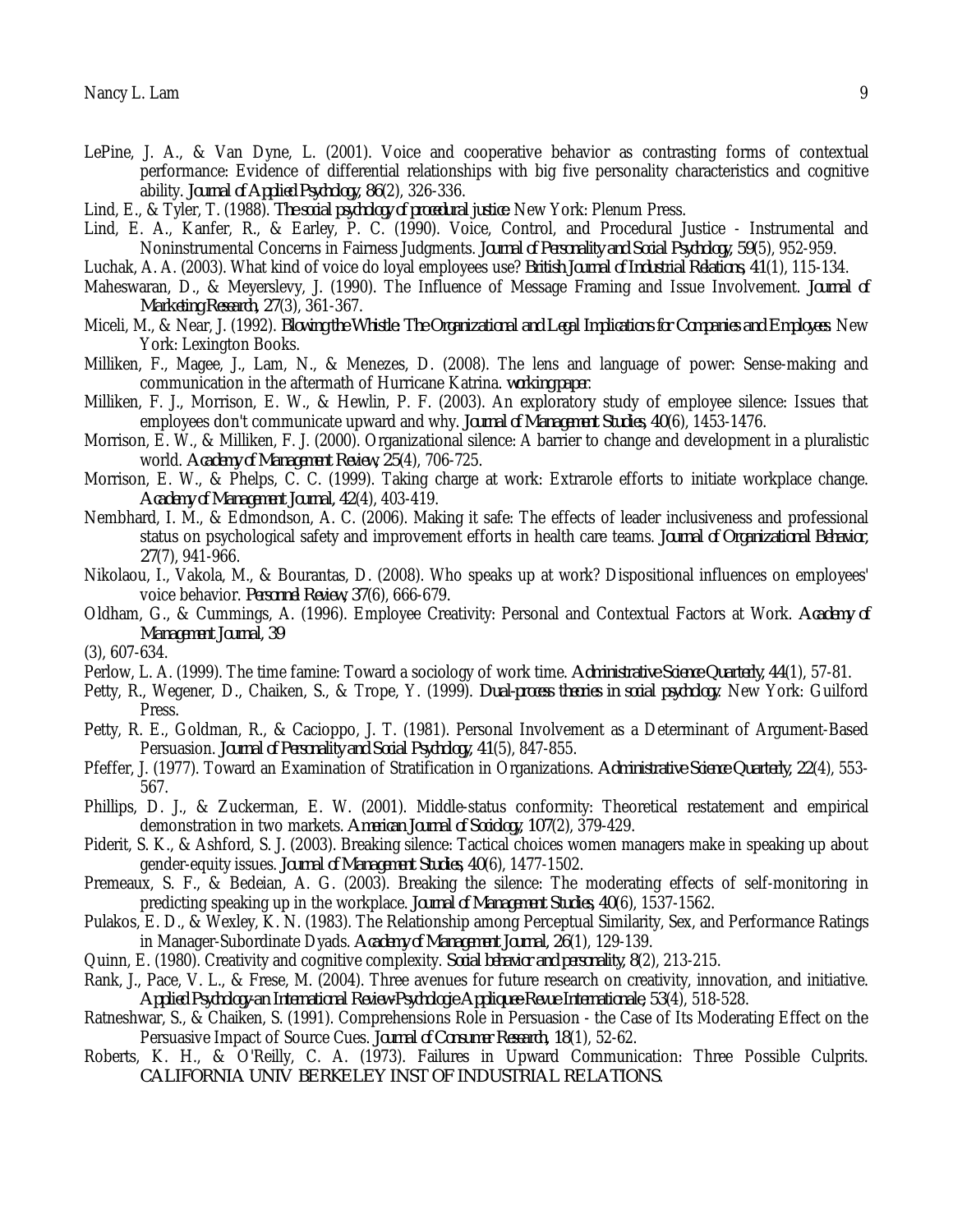LePine, J. A., & Van Dyne, L. (2001). Voice and cooperative behavior as contrasting forms of contextual performance: Evidence of differential relationships with big five personality characteristics and cognitive ability. *Journal of Applied Psychology, 86*(2), 326-336.

Lind, E., & Tyler, T. (1988). *The social psychology of procedural justice*. New York: Plenum Press.

Lind, E. A., Kanfer, R., & Earley, P. C. (1990). Voice, Control, and Procedural Justice - Instrumental and Noninstrumental Concerns in Fairness Judgments. *Journal of Personality and Social Psychology, 59*(5), 952-959.

Luchak, A. A. (2003). What kind of voice do loyal employees use? *British Journal of Industrial Relations, 41*(1), 115-134.

Maheswaran, D., & Meyerslevy, J. (1990). The Influence of Message Framing and Issue Involvement. *Journal of Marketing Research, 27*(3), 361-367.

Miceli, M., & Near, J. (1992). *Blowing the Whistle: The Organizational and Legal Implications for Companies and Employees*. New York: Lexington Books.

Milliken, F., Magee, J., Lam, N., & Menezes, D. (2008). The lens and language of power: Sense-making and communication in the aftermath of Hurricane Katrina. *working paper*.

Milliken, F. J., Morrison, E. W., & Hewlin, P. F. (2003). An exploratory study of employee silence: Issues that employees don't communicate upward and why. *Journal of Management Studies, 40*(6), 1453-1476.

Morrison, E. W., & Milliken, F. J. (2000). Organizational silence: A barrier to change and development in a pluralistic world. *Academy of Management Review, 25*(4), 706-725.

Morrison, E. W., & Phelps, C. C. (1999). Taking charge at work: Extrarole efforts to initiate workplace change. *Academy of Management Journal, 42*(4), 403-419.

Nembhard, I. M., & Edmondson, A. C. (2006). Making it safe: The effects of leader inclusiveness and professional status on psychological safety and improvement efforts in health care teams. *Journal of Organizational Behavior, 27*(7), 941-966.

Nikolaou, I., Vakola, M., & Bourantas, D. (2008). Who speaks up at work? Dispositional influences on employees' voice behavior. *Personnel Review, 37*(6), 666-679.

Oldham, G., & Cummings, A. (1996). Employee Creativity: Personal and Contextual Factors at Work. *Academy of Management Journal, 39*

(3), 607-634.

Perlow, L. A. (1999). The time famine: Toward a sociology of work time. *Administrative Science Quarterly, 44*(1), 57-81.

Petty, R., Wegener, D., Chaiken, S., & Trope, Y. (1999). *Dual-process theories in social psychology*. New York: Guilford Press.

Petty, R. E., Goldman, R., & Cacioppo, J. T. (1981). Personal Involvement as a Determinant of Argument-Based Persuasion. *Journal of Personality and Social Psychology, 41*(5), 847-855.

Pfeffer, J. (1977). Toward an Examination of Stratification in Organizations. *Administrative Science Quarterly, 22*(4), 553-567.

Phillips, D. J., & Zuckerman, E. W. (2001). Middle-status conformity: Theoretical restatement and empirical demonstration in two markets. *American Journal of Sociology, 107*(2), 379-429.

Piderit, S. K., & Ashford, S. J. (2003). Breaking silence: Tactical choices women managers make in speaking up about gender-equity issues. *Journal of Management Studies, 40*(6), 1477-1502.

Premeaux, S. F., & Bedeian, A. G. (2003). Breaking the silence: The moderating effects of self-monitoring in predicting speaking up in the workplace. *Journal of Management Studies, 40*(6), 1537-1562.

Pulakos, E. D., & Wexley, K. N. (1983). The Relationship among Perceptual Similarity, Sex, and Performance Ratings in Manager-Subordinate Dyads. *Academy of Management Journal, 26*(1), 129-139.

Quinn, E. (1980). Creativity and cognitive complexity. *Social behavior and personality, 8*(2), 213-215.

Rank, J., Pace, V. L., & Frese, M. (2004). Three avenues for future research on creativity, innovation, and initiative. *Applied Psychology-an International Review-Psychologie Appliquee-Revue Internationale, 53*(4), 518-528.

Ratneshwar, S., & Chaiken, S. (1991). Comprehensions Role in Persuasion - the Case of Its Moderating Effect on the Persuasive Impact of Source Cues. *Journal of Consumer Research, 18*(1), 52-62.

Roberts, K. H., & O'Reilly, C. A. (1973). Failures in Upward Communication: Three Possible Culprits. CALIFORNIA UNIV BERKELEY INST OF INDUSTRIAL RELATIONS.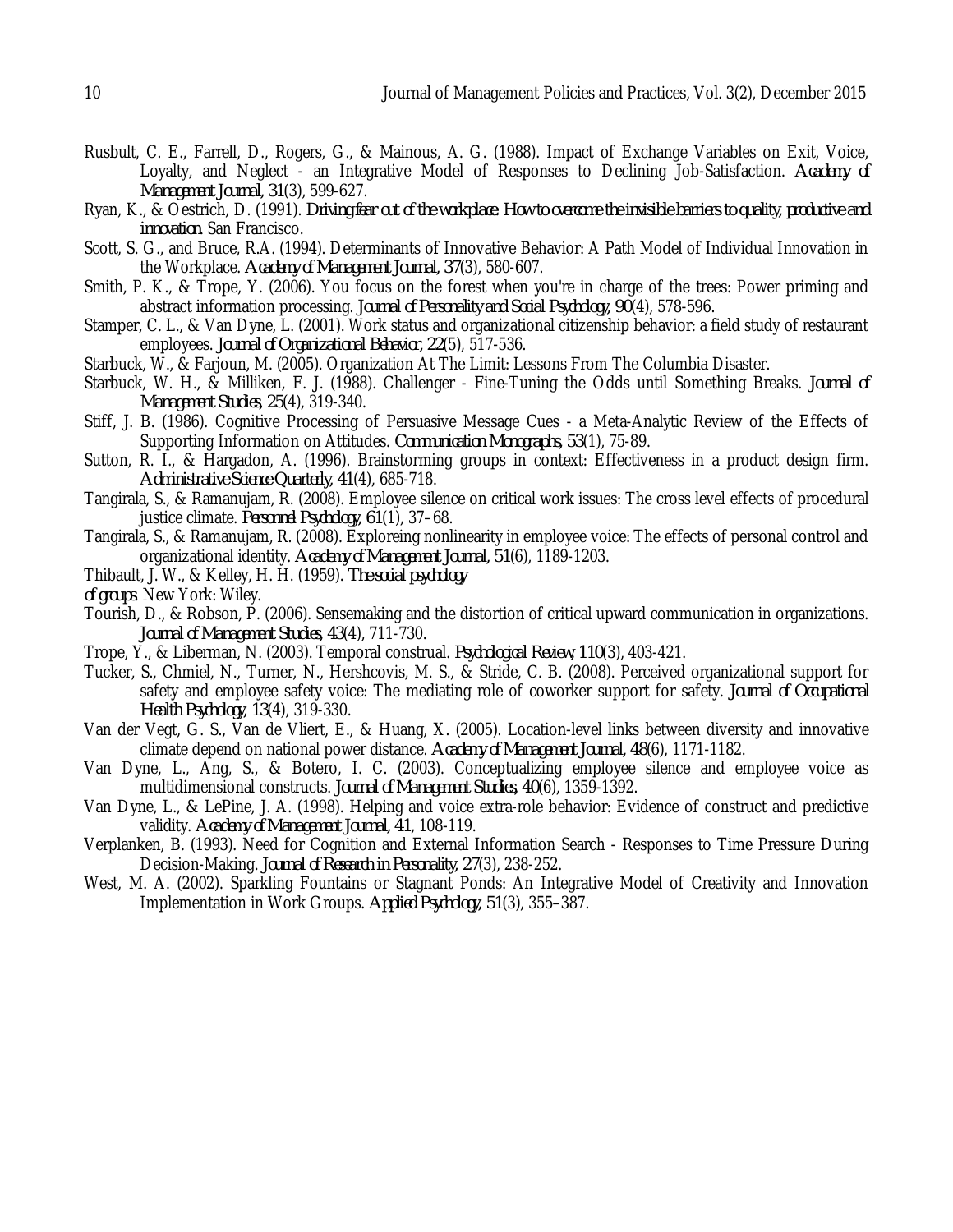Rusbult, C. E., Farrell, D., Rogers, G., & Mainous, A. G. (1988). Impact of Exchange Variables on Exit, Voice, Loyalty, and Neglect - an Integrative Model of Responses to Declining Job-Satisfaction. *Academy of Management Journal, 31*(3), 599-627.

Ryan, K., & Oestrich, D. (1991). *Driving fear out of the workplace: How to overcome the invisible barriers to quality, productive and innovation*. San Francisco.

Scott, S. G., and Bruce, R.A. (1994). Determinants of Innovative Behavior: A Path Model of Individual Innovation in the Workplace. *Academy of Management Journal, 37*(3), 580-607.

Smith, P. K., & Trope, Y. (2006). You focus on the forest when you're in charge of the trees: Power priming and abstract information processing. *Journal of Personality and Social Psychology, 90*(4), 578-596.

Stamper, C. L., & Van Dyne, L. (2001). Work status and organizational citizenship behavior: a field study of restaurant employees. *Journal of Organizational Behavior, 22*(5), 517-536.

Starbuck, W., & Farjoun, M. (2005). Organization At The Limit: Lessons From The Columbia Disaster.

Starbuck, W. H., & Milliken, F. J. (1988). Challenger - Fine-Tuning the Odds until Something Breaks. *Journal of Management Studies, 25*(4), 319-340.

Stiff, J. B. (1986). Cognitive Processing of Persuasive Message Cues - a Meta-Analytic Review of the Effects of Supporting Information on Attitudes. *Communication Monographs, 53*(1), 75-89.

Sutton, R. I., & Hargadon, A. (1996). Brainstorming groups in context: Effectiveness in a product design firm. *Administrative Science Quarterly, 41*(4), 685-718.

Tangirala, S., & Ramanujam, R. (2008). Employee silence on critical work issues: The cross level effects of procedural justice climate. *Personnel Psychology, 61*(1), 37–68.

Tangirala, S., & Ramanujam, R. (2008). Exploreing nonlinearity in employee voice: The effects of personal control and organizational identity. *Academy of Management Journal, 51*(6), 1189-1203.

Thibault, J. W., & Kelley, H. H. (1959). *The social psychology of groups*. New York: Wiley.

Tourish, D., & Robson, P. (2006). Sensemaking and the distortion of critical upward communication in organizations. *Journal of Management Studies, 43*(4), 711-730.

Trope, Y., & Liberman, N. (2003). Temporal construal. *Psychological Review, 110*(3), 403-421.

Tucker, S., Chmiel, N., Turner, N., Hershcovis, M. S., & Stride, C. B. (2008). Perceived organizational support for safety and employee safety voice: The mediating role of coworker support for safety. *Journal of Occupational Health Psychology, 13*(4), 319-330.

Van der Vegt, G. S., Van de Vliert, E., & Huang, X. (2005). Location-level links between diversity and innovative climate depend on national power distance. *Academy of Management Journal, 48*(6), 1171-1182.

Van Dyne, L., Ang, S., & Botero, I. C. (2003). Conceptualizing employee silence and employee voice as multidimensional constructs. *Journal of Management Studies, 40*(6), 1359-1392.

Van Dyne, L., & LePine, J. A. (1998). Helping and voice extra-role behavior: Evidence of construct and predictive validity. *Academy of Management Journal, 41*, 108-119.

Verplanken, B. (1993). Need for Cognition and External Information Search - Responses to Time Pressure During Decision-Making. *Journal of Research in Personality, 27*(3), 238-252.

West, M. A. (2002). Sparkling Fountains or Stagnant Ponds: An Integrative Model of Creativity and Innovation Implementation in Work Groups. *Applied Psychology, 51*(3), 355–387.